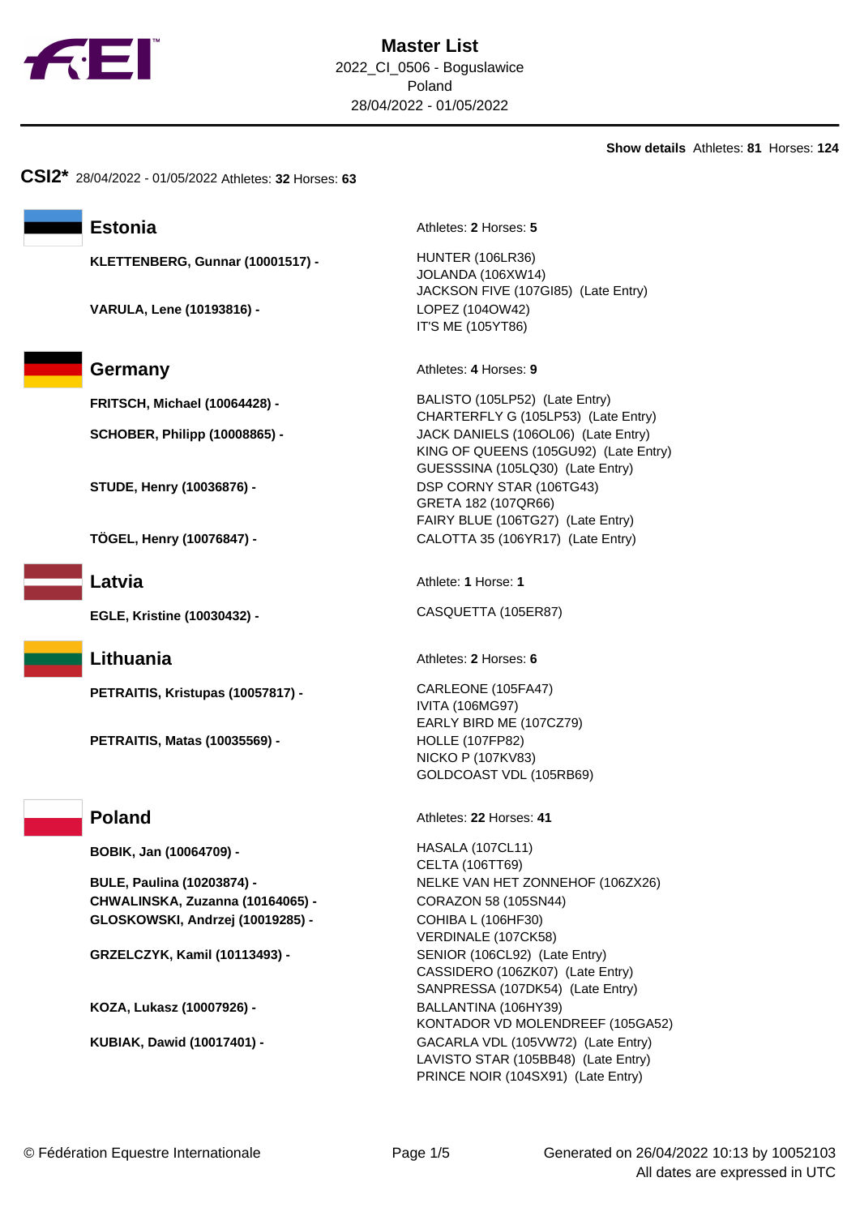# Master List

2022_CI_0506 - Boguslawice
Poland
28/04/2022 - 01/05/2022

**Show details** Athletes: **81** Horses: **124**

## CSI2* 28/04/2022 - 01/05/2022 Athletes: **32** Horses: **63**

### Estonia

Athletes: **2** Horses: **5**

| Athlete | Horses |
|---|---|
| **KLETTENBERG, Gunnar (10001517) -** | HUNTER (106LR36)<br>JOLANDA (106XW14)<br>JACKSON FIVE (107GI85) (Late Entry) |
| **VARULA, Lene (10193816) -** | LOPEZ (104OW42)<br>IT'S ME (105YT86) |

### Germany

Athletes: **4** Horses: **9**

| Athlete | Horses |
|---|---|
| **FRITSCH, Michael (10064428) -** | BALISTO (105LP52) (Late Entry)<br>CHARTERFLY G (105LP53) (Late Entry) |
| **SCHOBER, Philipp (10008865) -** | JACK DANIELS (106OL06) (Late Entry)<br>KING OF QUEENS (105GU92) (Late Entry)<br>GUESSSINA (105LQ30) (Late Entry) |
| **STUDE, Henry (10036876) -** | DSP CORNY STAR (106TG43)<br>GRETA 182 (107QR66)<br>FAIRY BLUE (106TG27) (Late Entry) |
| **TÖGEL, Henry (10076847) -** | CALOTTA 35 (106YR17) (Late Entry) |

### Latvia

Athlete: **1** Horse: **1**

| Athlete | Horses |
|---|---|
| **EGLE, Kristine (10030432) -** | CASQUETTA (105ER87) |

### Lithuania

Athletes: **2** Horses: **6**

| Athlete | Horses |
|---|---|
| **PETRAITIS, Kristupas (10057817) -** | CARLEONE (105FA47)<br>IVITA (106MG97)<br>EARLY BIRD ME (107CZ79) |
| **PETRAITIS, Matas (10035569) -** | HOLLE (107FP82)<br>NICKO P (107KV83)<br>GOLDCOAST VDL (105RB69) |

### Poland

Athletes: **22** Horses: **41**

| Athlete | Horses |
|---|---|
| **BOBIK, Jan (10064709) -** | HASALA (107CL11)<br>CELTA (106TT69) |
| **BULE, Paulina (10203874) -** | NELKE VAN HET ZONNEHOF (106ZX26) |
| **CHWALINSKA, Zuzanna (10164065) -** | CORAZON 58 (105SN44) |
| **GLOSKOWSKI, Andrzej (10019285) -** | COHIBA L (106HF30)<br>VERDINALE (107CK58) |
| **GRZELCZYK, Kamil (10113493) -** | SENIOR (106CL92) (Late Entry)<br>CASSIDERO (106ZK07) (Late Entry)<br>SANPRESSA (107DK54) (Late Entry) |
| **KOZA, Lukasz (10007926) -** | BALLANTINA (106HY39)<br>KONTADOR VD MOLENDREEF (105GA52) |
| **KUBIAK, Dawid (10017401) -** | GACARLA VDL (105VW72) (Late Entry)<br>LAVISTO STAR (105BB48) (Late Entry)<br>PRINCE NOIR (104SX91) (Late Entry) |

© Fédération Equestre Internationale

Generated on 26/04/2022 10:13 by 10052103
All dates are expressed in UTC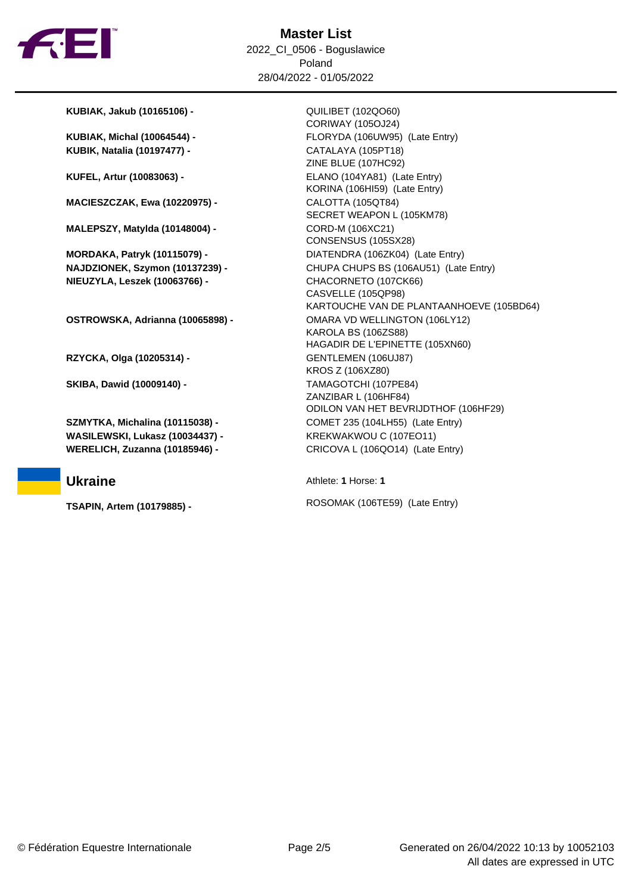# Master List

2022_CI_0506 - Boguslawice
Poland
28/04/2022 - 01/05/2022

| Athlete | Horse |
|---|---|
| **KUBIAK, Jakub (10165106) -** | QUILIBET (102QO60) |
| | CORIWAY (105OJ24) |
| **KUBIAK, Michal (10064544) -** | FLORYDA (106UW95) (Late Entry) |
| **KUBIK, Natalia (10197477) -** | CATALAYA (105PT18) |
| | ZINE BLUE (107HC92) |
| **KUFEL, Artur (10083063) -** | ELANO (104YA81) (Late Entry) |
| | KORINA (106HI59) (Late Entry) |
| **MACIESZCZAK, Ewa (10220975) -** | CALOTTA (105QT84) |
| | SECRET WEAPON L (105KM78) |
| **MALEPSZY, Matylda (10148004) -** | CORD-M (106XC21) |
| | CONSENSUS (105SX28) |
| **MORDAKA, Patryk (10115079) -** | DIATENDRA (106ZK04) (Late Entry) |
| **NAJDZIONEK, Szymon (10137239) -** | CHUPA CHUPS BS (106AU51) (Late Entry) |
| **NIEUZYLA, Leszek (10063766) -** | CHACORNETO (107CK66) |
| | CASVELLE (105QP98) |
| | KARTOUCHE VAN DE PLANTAANHOEVE (105BD64) |
| **OSTROWSKA, Adrianna (10065898) -** | OMARA VD WELLINGTON (106LY12) |
| | KAROLA BS (106ZS88) |
| | HAGADIR DE L'EPINETTE (105XN60) |
| **RZYCKA, Olga (10205314) -** | GENTLEMEN (106UJ87) |
| | KROS Z (106XZ80) |
| **SKIBA, Dawid (10009140) -** | TAMAGOTCHI (107PE84) |
| | ZANZIBAR L (106HF84) |
| | ODILON VAN HET BEVRIJDTHOF (106HF29) |
| **SZMYTKA, Michalina (10115038) -** | COMET 235 (104LH55) (Late Entry) |
| **WASILEWSKI, Lukasz (10034437) -** | KREKWAKWOU C (107EO11) |
| **WERELICH, Zuzanna (10185946) -** | CRICOVA L (106QO14) (Late Entry) |

## Ukraine

Athlete: **1** Horse: **1**

| Athlete | Horse |
|---|---|
| **TSAPIN, Artem (10179885) -** | ROSOMAK (106TE59) (Late Entry) |

© Fédération Equestre Internationale

Generated on 26/04/2022 10:13 by 10052103
All dates are expressed in UTC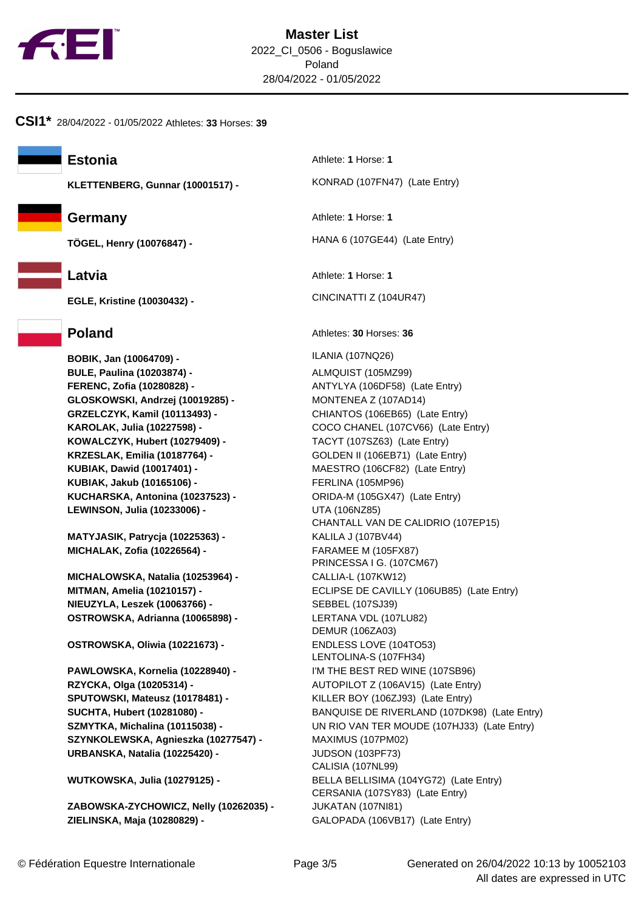# Master List

2022_CI_0506 - Boguslawice
Poland
28/04/2022 - 01/05/2022

## CSI1* 28/04/2022 - 01/05/2022 Athletes: **33** Horses: **39**

### Estonia

Athlete: **1** Horse: **1**

| Athlete | Horse |
|---|---|
| **KLETTENBERG, Gunnar (10001517) -** | KONRAD (107FN47) (Late Entry) |

### Germany

Athlete: **1** Horse: **1**

| Athlete | Horse |
|---|---|
| **TÖGEL, Henry (10076847) -** | HANA 6 (107GE44) (Late Entry) |

### Latvia

Athlete: **1** Horse: **1**

| Athlete | Horse |
|---|---|
| **EGLE, Kristine (10030432) -** | CINCINATTI Z (104UR47) |

### Poland

Athletes: **30** Horses: **36**

| Athlete | Horse |
|---|---|
| **BOBIK, Jan (10064709) -** | ILANIA (107NQ26) |
| **BULE, Paulina (10203874) -** | ALMQUIST (105MZ99) |
| **FERENC, Zofia (10280828) -** | ANTYLYA (106DF58) (Late Entry) |
| **GLOSKOWSKI, Andrzej (10019285) -** | MONTENEA Z (107AD14) |
| **GRZELCZYK, Kamil (10113493) -** | CHIANTOS (106EB65) (Late Entry) |
| **KAROLAK, Julia (10227598) -** | COCO CHANEL (107CV66) (Late Entry) |
| **KOWALCZYK, Hubert (10279409) -** | TACYT (107SZ63) (Late Entry) |
| **KRZESLAK, Emilia (10187764) -** | GOLDEN II (106EB71) (Late Entry) |
| **KUBIAK, Dawid (10017401) -** | MAESTRO (106CF82) (Late Entry) |
| **KUBIAK, Jakub (10165106) -** | FERLINA (105MP96) |
| **KUCHARSKA, Antonina (10237523) -** | ORIDA-M (105GX47) (Late Entry) |
| **LEWINSON, Julia (10233006) -** | UTA (106NZ85) |
| | CHANTALL VAN DE CALIDRIO (107EP15) |
| **MATYJASIK, Patrycja (10225363) -** | KALILA J (107BV44) |
| **MICHALAK, Zofia (10226564) -** | FARAMEE M (105FX87) |
| | PRINCESSA I G. (107CM67) |
| **MICHALOWSKA, Natalia (10253964) -** | CALLIA-L (107KW12) |
| **MITMAN, Amelia (10210157) -** | ECLIPSE DE CAVILLY (106UB85) (Late Entry) |
| **NIEUZYLA, Leszek (10063766) -** | SEBBEL (107SJ39) |
| **OSTROWSKA, Adrianna (10065898) -** | LERTANA VDL (107LU82) |
| | DEMUR (106ZA03) |
| **OSTROWSKA, Oliwia (10221673) -** | ENDLESS LOVE (104TO53) |
| | LENTOLINA-S (107FH34) |
| **PAWLOWSKA, Kornelia (10228940) -** | I'M THE BEST RED WINE (107SB96) |
| **RZYCKA, Olga (10205314) -** | AUTOPILOT Z (106AV15) (Late Entry) |
| **SPUTOWSKI, Mateusz (10178481) -** | KILLER BOY (106ZJ93) (Late Entry) |
| **SUCHTA, Hubert (10281080) -** | BANQUISE DE RIVERLAND (107DK98) (Late Entry) |
| **SZMYTKA, Michalina (10115038) -** | UN RIO VAN TER MOUDE (107HJ33) (Late Entry) |
| **SZYNKOLEWSKA, Agnieszka (10277547) -** | MAXIMUS (107PM02) |
| **URBANSKA, Natalia (10225420) -** | JUDSON (103PF73) |
| | CALISIA (107NL99) |
| **WUTKOWSKA, Julia (10279125) -** | BELLA BELLISIMA (104YG72) (Late Entry) |
| | CERSANIA (107SY83) (Late Entry) |
| **ZABOWSKA-ZYCHOWICZ, Nelly (10262035) -** | JUKATAN (107NI81) |
| **ZIELINSKA, Maja (10280829) -** | GALOPADA (106VB17) (Late Entry) |

© Fédération Equestre Internationale

Generated on 26/04/2022 10:13 by 10052103
All dates are expressed in UTC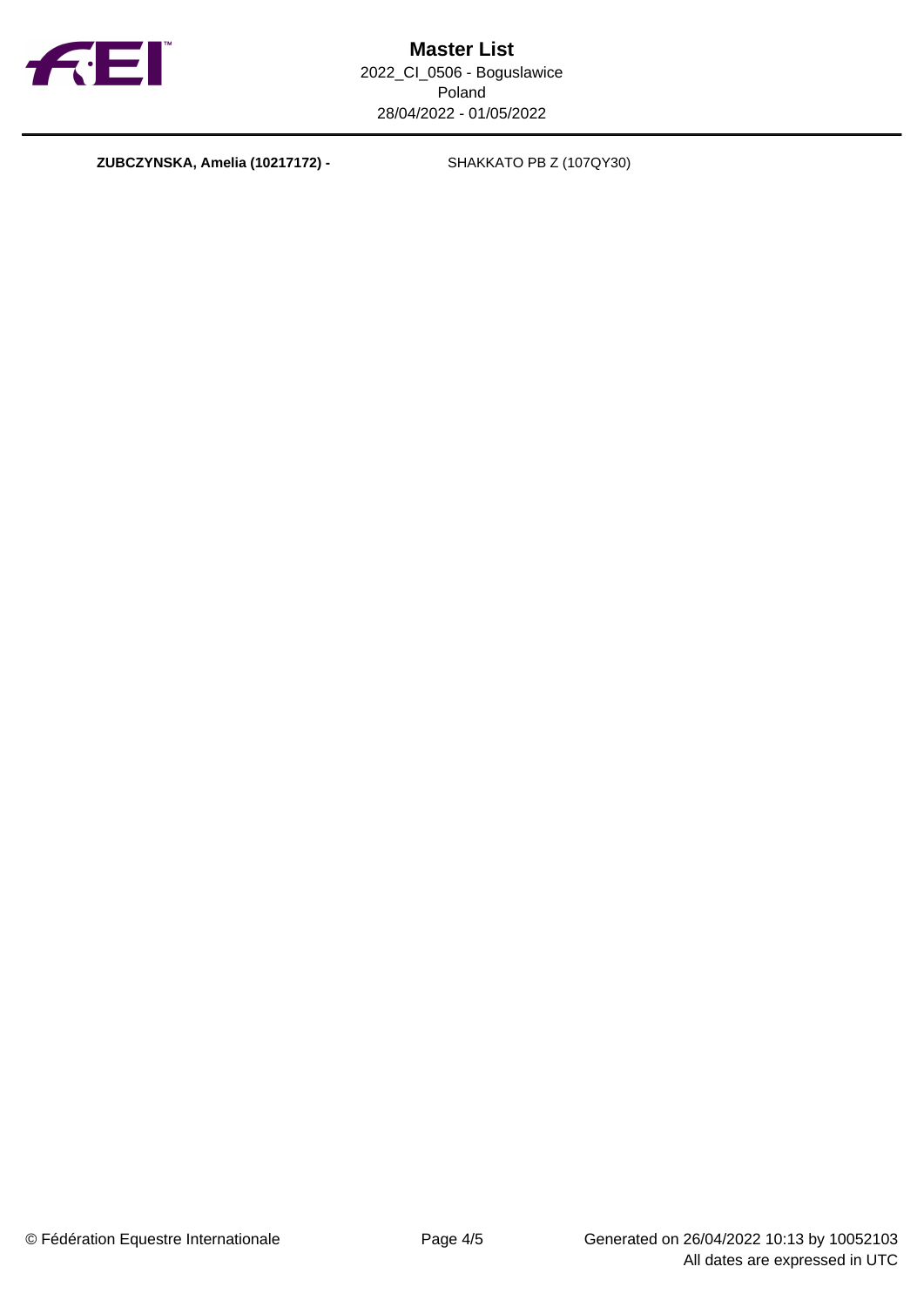**ZUBCZYNSKA, Amelia (10217172) -** SHAKKATO PB Z (107QY30)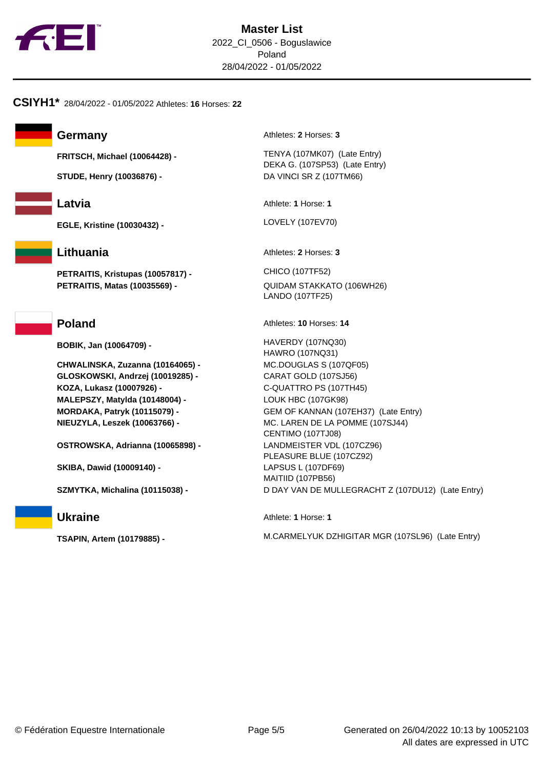# Master List

2022_CI_0506 - Boguslawice
Poland
28/04/2022 - 01/05/2022

## CSIYH1* 28/04/2022 - 01/05/2022 Athletes: **16** Horses: **22**

### Germany

Athletes: **2** Horses: **3**

| | |
|---|---|
| **FRITSCH, Michael (10064428) -** | TENYA (107MK07) (Late Entry)<br>DEKA G. (107SP53) (Late Entry) |
| **STUDE, Henry (10036876) -** | DA VINCI SR Z (107TM66) |

### Latvia

Athlete: **1** Horse: **1**

| | |
|---|---|
| **EGLE, Kristine (10030432) -** | LOVELY (107EV70) |

### Lithuania

Athletes: **2** Horses: **3**

| | |
|---|---|
| **PETRAITIS, Kristupas (10057817) -** | CHICO (107TF52) |
| **PETRAITIS, Matas (10035569) -** | QUIDAM STAKKATO (106WH26)<br>LANDO (107TF25) |

### Poland

Athletes: **10** Horses: **14**

| | |
|---|---|
| **BOBIK, Jan (10064709) -** | HAVERDY (107NQ30)<br>HAWRO (107NQ31) |
| **CHWALINSKA, Zuzanna (10164065) -** | MC.DOUGLAS S (107QF05) |
| **GLOSKOWSKI, Andrzej (10019285) -** | CARAT GOLD (107SJ56) |
| **KOZA, Lukasz (10007926) -** | C-QUATTRO PS (107TH45) |
| **MALEPSZY, Matylda (10148004) -** | LOUK HBC (107GK98) |
| **MORDAKA, Patryk (10115079) -** | GEM OF KANNAN (107EH37) (Late Entry) |
| **NIEUZYLA, Leszek (10063766) -** | MC. LAREN DE LA POMME (107SJ44)<br>CENTIMO (107TJ08) |
| **OSTROWSKA, Adrianna (10065898) -** | LANDMEISTER VDL (107CZ96)<br>PLEASURE BLUE (107CZ92) |
| **SKIBA, Dawid (10009140) -** | LAPSUS L (107DF69)<br>MAITIID (107PB56) |
| **SZMYTKA, Michalina (10115038) -** | D DAY VAN DE MULLEGRACHT Z (107DU12) (Late Entry) |

### Ukraine

Athlete: **1** Horse: **1**

| | |
|---|---|
| **TSAPIN, Artem (10179885) -** | M.CARMELYUK DZHIGITAR MGR (107SL96) (Late Entry) |

Generated on 26/04/2022 10:13 by 10052103
All dates are expressed in UTC